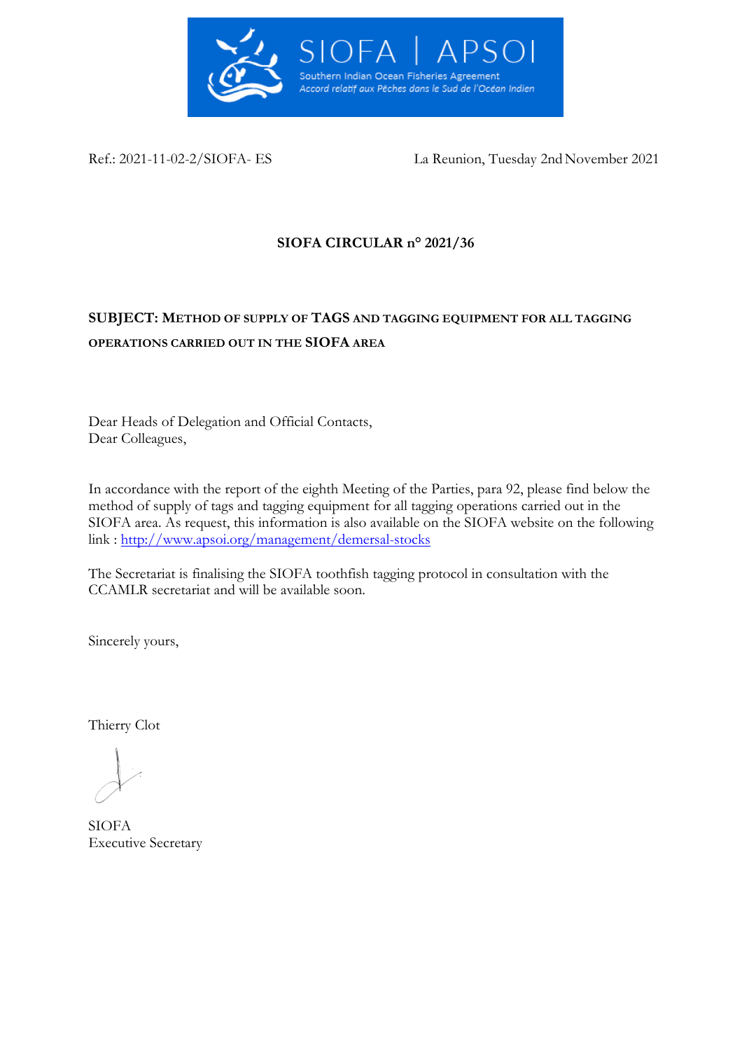SIOFA | APSOI
Southern Indian Ocean Fisheries Agreement
*Accord relatif aux Pêches dans le Sud de l'Océan Indien*

Ref.: 2021-11-02-2/SIOFA- ES La Reunion, Tuesday 2nd November 2021

**SIOFA CIRCULAR n° 2021/36**

**SUBJECT: METHOD OF SUPPLY OF TAGS AND TAGGING EQUIPMENT FOR ALL TAGGING OPERATIONS CARRIED OUT IN THE SIOFA AREA**

Dear Heads of Delegation and Official Contacts,
Dear Colleagues,

In accordance with the report of the eighth Meeting of the Parties, para 92, please find below the method of supply of tags and tagging equipment for all tagging operations carried out in the SIOFA area. As request, this information is also available on the SIOFA website on the following link : [http://www.apsoi.org/management/demersal-stocks](http://www.apsoi.org/management/demersal-stocks)

The Secretariat is finalising the SIOFA toothfish tagging protocol in consultation with the CCAMLR secretariat and will be available soon.

Sincerely yours,

Thierry Clot

SIOFA
Executive Secretary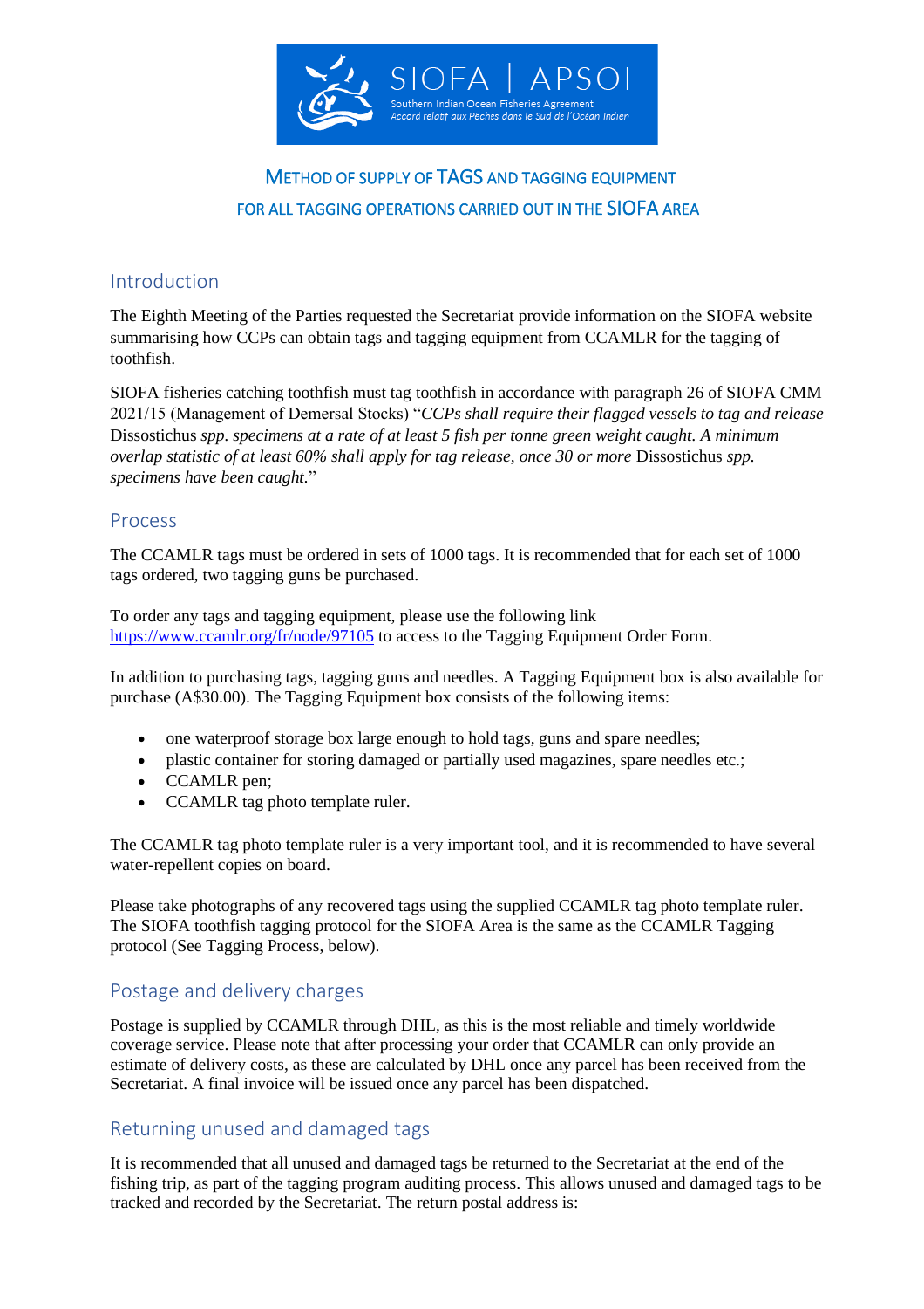SIOFA | APSOI
Southern Indian Ocean Fisheries Agreement
*Accord relatif aux Pêches dans le Sud de l'Océan Indien*

# METHOD OF SUPPLY OF TAGS AND TAGGING EQUIPMENT FOR ALL TAGGING OPERATIONS CARRIED OUT IN THE SIOFA AREA

## Introduction

The Eighth Meeting of the Parties requested the Secretariat provide information on the SIOFA website summarising how CCPs can obtain tags and tagging equipment from CCAMLR for the tagging of toothfish.

SIOFA fisheries catching toothfish must tag toothfish in accordance with paragraph 26 of SIOFA CMM 2021/15 (Management of Demersal Stocks) "*CCPs shall require their flagged vessels to tag and release* Dissostichus *spp. specimens at a rate of at least 5 fish per tonne green weight caught. A minimum overlap statistic of at least 60% shall apply for tag release, once 30 or more* Dissostichus *spp. specimens have been caught.*"

## Process

The CCAMLR tags must be ordered in sets of 1000 tags. It is recommended that for each set of 1000 tags ordered, two tagging guns be purchased.

To order any tags and tagging equipment, please use the following link https://www.ccamlr.org/fr/node/97105 to access to the Tagging Equipment Order Form.

In addition to purchasing tags, tagging guns and needles. A Tagging Equipment box is also available for purchase (A$30.00). The Tagging Equipment box consists of the following items:

- one waterproof storage box large enough to hold tags, guns and spare needles;
- plastic container for storing damaged or partially used magazines, spare needles etc.;
- CCAMLR pen;
- CCAMLR tag photo template ruler.

The CCAMLR tag photo template ruler is a very important tool, and it is recommended to have several water-repellent copies on board.

Please take photographs of any recovered tags using the supplied CCAMLR tag photo template ruler. The SIOFA toothfish tagging protocol for the SIOFA Area is the same as the CCAMLR Tagging protocol (See Tagging Process, below).

## Postage and delivery charges

Postage is supplied by CCAMLR through DHL, as this is the most reliable and timely worldwide coverage service. Please note that after processing your order that CCAMLR can only provide an estimate of delivery costs, as these are calculated by DHL once any parcel has been received from the Secretariat. A final invoice will be issued once any parcel has been dispatched.

## Returning unused and damaged tags

It is recommended that all unused and damaged tags be returned to the Secretariat at the end of the fishing trip, as part of the tagging program auditing process. This allows unused and damaged tags to be tracked and recorded by the Secretariat. The return postal address is: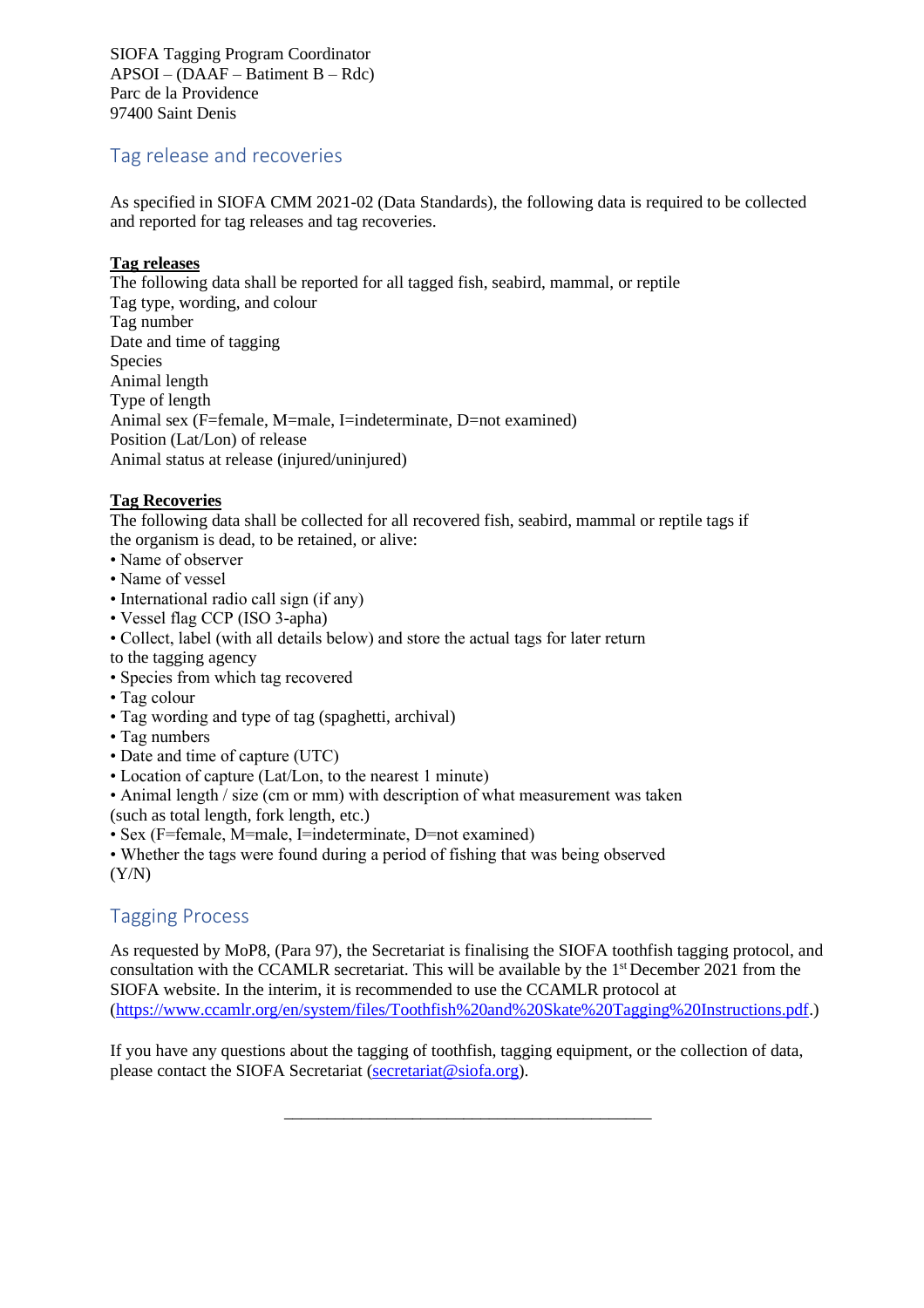SIOFA Tagging Program Coordinator
APSOI – (DAAF – Batiment B – Rdc)
Parc de la Providence
97400 Saint Denis

## Tag release and recoveries

As specified in SIOFA CMM 2021-02 (Data Standards), the following data is required to be collected and reported for tag releases and tag recoveries.

**Tag releases**

The following data shall be reported for all tagged fish, seabird, mammal, or reptile
Tag type, wording, and colour
Tag number
Date and time of tagging
Species
Animal length
Type of length
Animal sex (F=female, M=male, I=indeterminate, D=not examined)
Position (Lat/Lon) of release
Animal status at release (injured/uninjured)

**Tag Recoveries**

The following data shall be collected for all recovered fish, seabird, mammal or reptile tags if the organism is dead, to be retained, or alive:

- Name of observer
- Name of vessel
- International radio call sign (if any)
- Vessel flag CCP (ISO 3-apha)
- Collect, label (with all details below) and store the actual tags for later return to the tagging agency
- Species from which tag recovered
- Tag colour
- Tag wording and type of tag (spaghetti, archival)
- Tag numbers
- Date and time of capture (UTC)
- Location of capture (Lat/Lon, to the nearest 1 minute)
- Animal length / size (cm or mm) with description of what measurement was taken (such as total length, fork length, etc.)
- Sex (F=female, M=male, I=indeterminate, D=not examined)
- Whether the tags were found during a period of fishing that was being observed (Y/N)

## Tagging Process

As requested by MoP8, (Para 97), the Secretariat is finalising the SIOFA toothfish tagging protocol, and consultation with the CCAMLR secretariat. This will be available by the 1st December 2021 from the SIOFA website. In the interim, it is recommended to use the CCAMLR protocol at (https://www.ccamlr.org/en/system/files/Toothfish%20and%20Skate%20Tagging%20Instructions.pdf.)

If you have any questions about the tagging of toothfish, tagging equipment, or the collection of data, please contact the SIOFA Secretariat (secretariat@siofa.org).

---